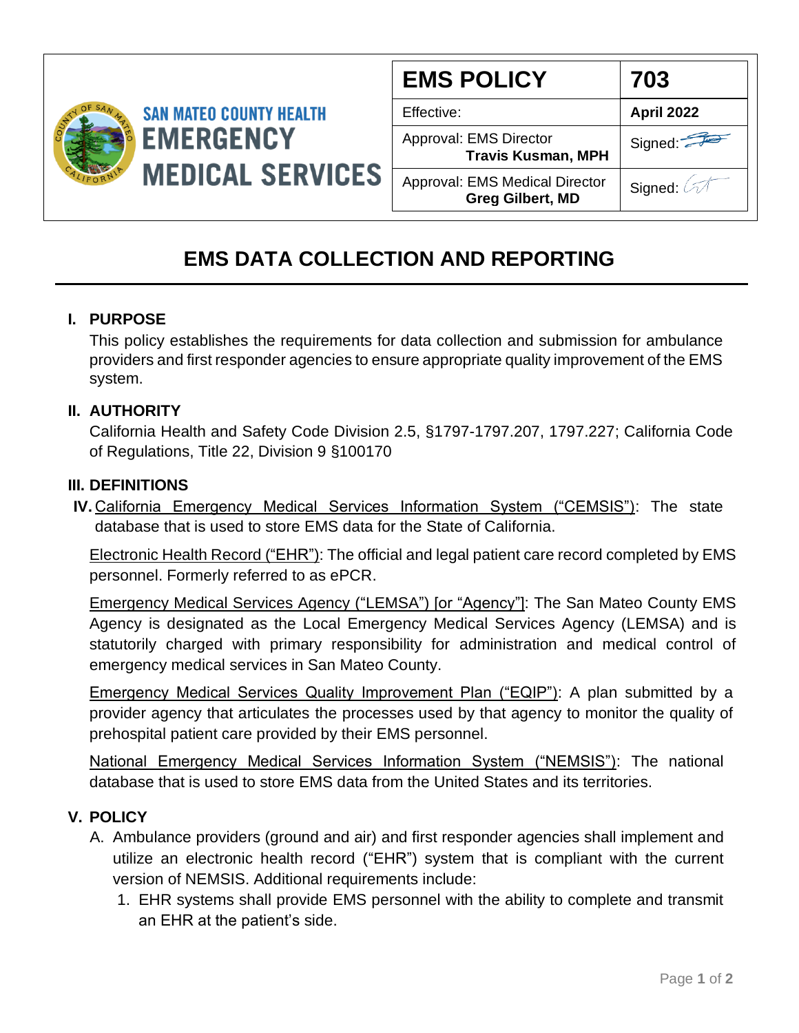SAN MATEO COUNTY HEALTH
EMERGENCY MEDICAL SERVICES

| EMS POLICY | 703 |
|---|---|
| Effective: | April 2022 |
| Approval: EMS Director **Travis Kusman, MPH** | Signed: |
| Approval: EMS Medical Director **Greg Gilbert, MD** | Signed: |

# EMS DATA COLLECTION AND REPORTING

## I. PURPOSE

This policy establishes the requirements for data collection and submission for ambulance providers and first responder agencies to ensure appropriate quality improvement of the EMS system.

## II. AUTHORITY

California Health and Safety Code Division 2.5, §1797-1797.207, 1797.227; California Code of Regulations, Title 22, Division 9 §100170

## III. DEFINITIONS

**IV.** California Emergency Medical Services Information System ("CEMSIS"): The state database that is used to store EMS data for the State of California.

Electronic Health Record ("EHR"): The official and legal patient care record completed by EMS personnel. Formerly referred to as ePCR.

Emergency Medical Services Agency ("LEMSA") [or "Agency"]: The San Mateo County EMS Agency is designated as the Local Emergency Medical Services Agency (LEMSA) and is statutorily charged with primary responsibility for administration and medical control of emergency medical services in San Mateo County.

Emergency Medical Services Quality Improvement Plan ("EQIP"): A plan submitted by a provider agency that articulates the processes used by that agency to monitor the quality of prehospital patient care provided by their EMS personnel.

National Emergency Medical Services Information System ("NEMSIS"): The national database that is used to store EMS data from the United States and its territories.

## V. POLICY

A. Ambulance providers (ground and air) and first responder agencies shall implement and utilize an electronic health record ("EHR") system that is compliant with the current version of NEMSIS. Additional requirements include:

1. EHR systems shall provide EMS personnel with the ability to complete and transmit an EHR at the patient's side.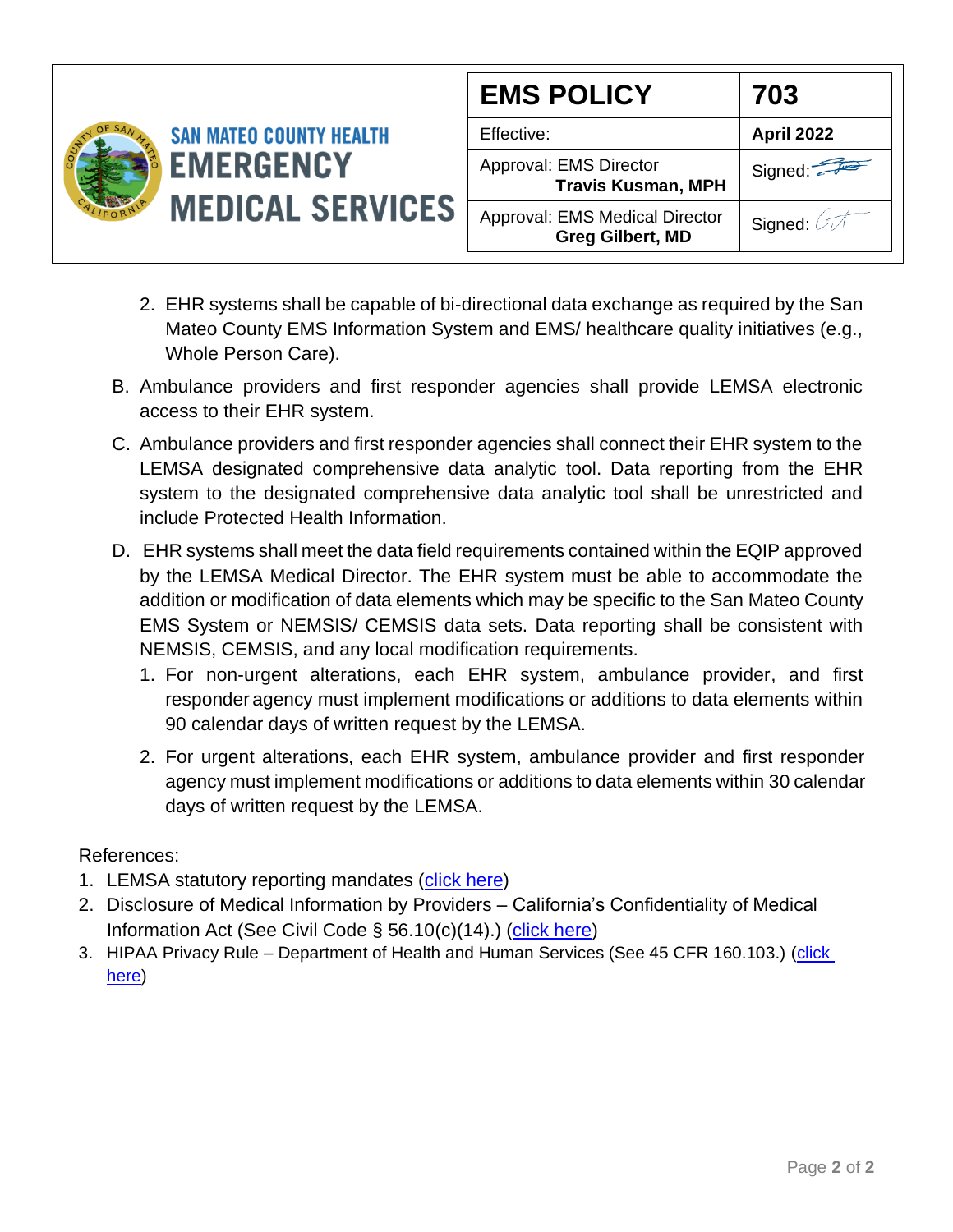2. EHR systems shall be capable of bi-directional data exchange as required by the San Mateo County EMS Information System and EMS/ healthcare quality initiatives (e.g., Whole Person Care).

B. Ambulance providers and first responder agencies shall provide LEMSA electronic access to their EHR system.

C. Ambulance providers and first responder agencies shall connect their EHR system to the LEMSA designated comprehensive data analytic tool. Data reporting from the EHR system to the designated comprehensive data analytic tool shall be unrestricted and include Protected Health Information.

D. EHR systems shall meet the data field requirements contained within the EQIP approved by the LEMSA Medical Director. The EHR system must be able to accommodate the addition or modification of data elements which may be specific to the San Mateo County EMS System or NEMSIS/ CEMSIS data sets. Data reporting shall be consistent with NEMSIS, CEMSIS, and any local modification requirements.

   1. For non-urgent alterations, each EHR system, ambulance provider, and first responder agency must implement modifications or additions to data elements within 90 calendar days of written request by the LEMSA.
   2. For urgent alterations, each EHR system, ambulance provider and first responder agency must implement modifications or additions to data elements within 30 calendar days of written request by the LEMSA.

References:

1. LEMSA statutory reporting mandates (click here)
2. Disclosure of Medical Information by Providers – California's Confidentiality of Medical Information Act (See Civil Code § 56.10(c)(14).) (click here)
3. HIPAA Privacy Rule – Department of Health and Human Services (See 45 CFR 160.103.) (click here)